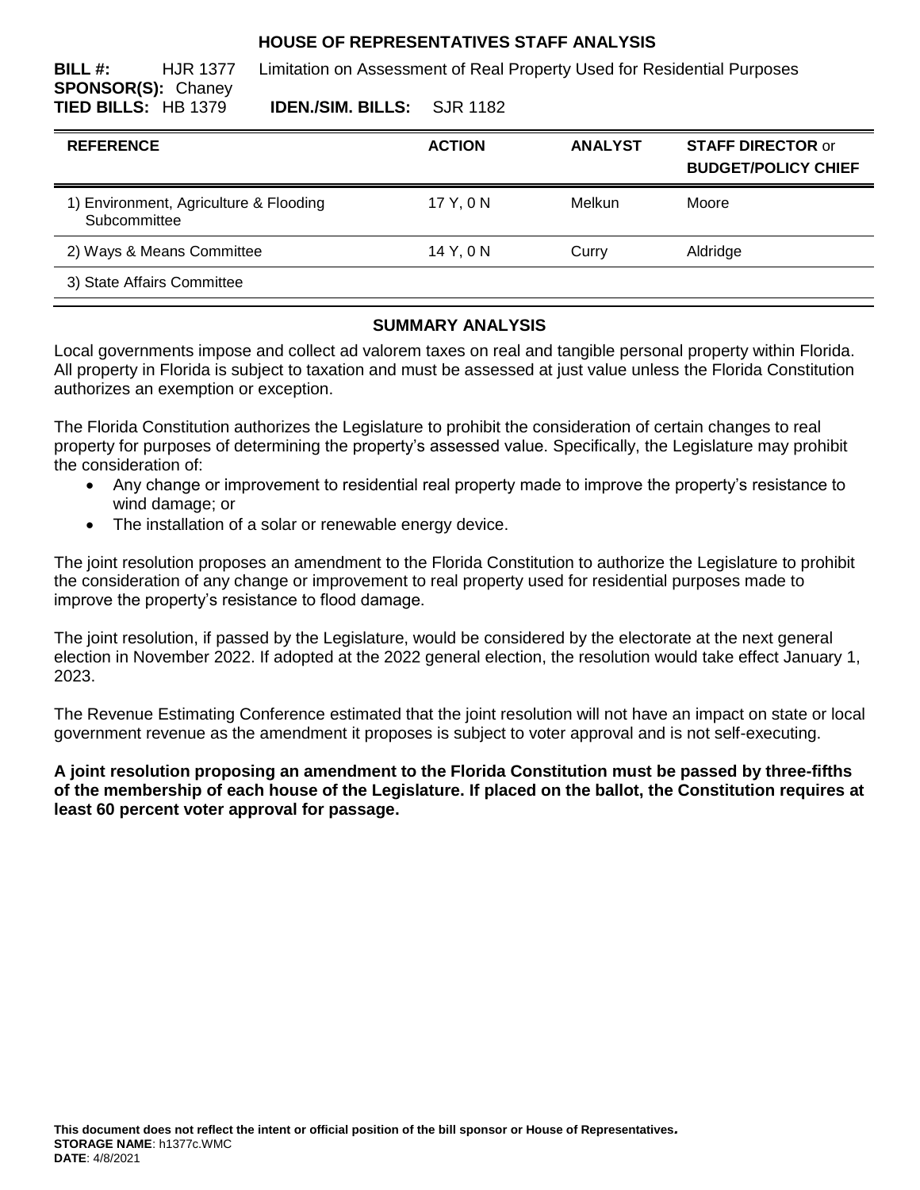# HOUSE OF REPRESENTATIVES STAFF ANALYSIS

**BILL #:** HJR 1377 Limitation on Assessment of Real Property Used for Residential Purposes
**SPONSOR(S):** Chaney
**TIED BILLS:** HB 1379 **IDEN./SIM. BILLS:** SJR 1182

| REFERENCE | ACTION | ANALYST | STAFF DIRECTOR or BUDGET/POLICY CHIEF |
|---|---|---|---|
| 1) Environment, Agriculture & Flooding Subcommittee | 17 Y, 0 N | Melkun | Moore |
| 2) Ways & Means Committee | 14 Y, 0 N | Curry | Aldridge |
| 3) State Affairs Committee | | | |

## SUMMARY ANALYSIS

Local governments impose and collect ad valorem taxes on real and tangible personal property within Florida. All property in Florida is subject to taxation and must be assessed at just value unless the Florida Constitution authorizes an exemption or exception.

The Florida Constitution authorizes the Legislature to prohibit the consideration of certain changes to real property for purposes of determining the property's assessed value. Specifically, the Legislature may prohibit the consideration of:

- Any change or improvement to residential real property made to improve the property's resistance to wind damage; or
- The installation of a solar or renewable energy device.

The joint resolution proposes an amendment to the Florida Constitution to authorize the Legislature to prohibit the consideration of any change or improvement to real property used for residential purposes made to improve the property's resistance to flood damage.

The joint resolution, if passed by the Legislature, would be considered by the electorate at the next general election in November 2022. If adopted at the 2022 general election, the resolution would take effect January 1, 2023.

The Revenue Estimating Conference estimated that the joint resolution will not have an impact on state or local government revenue as the amendment it proposes is subject to voter approval and is not self-executing.

**A joint resolution proposing an amendment to the Florida Constitution must be passed by three-fifths of the membership of each house of the Legislature. If placed on the ballot, the Constitution requires at least 60 percent voter approval for passage.**

**This document does not reflect the intent or official position of the bill sponsor or House of Representatives.**
**STORAGE NAME**: h1377c.WMC
**DATE**: 4/8/2021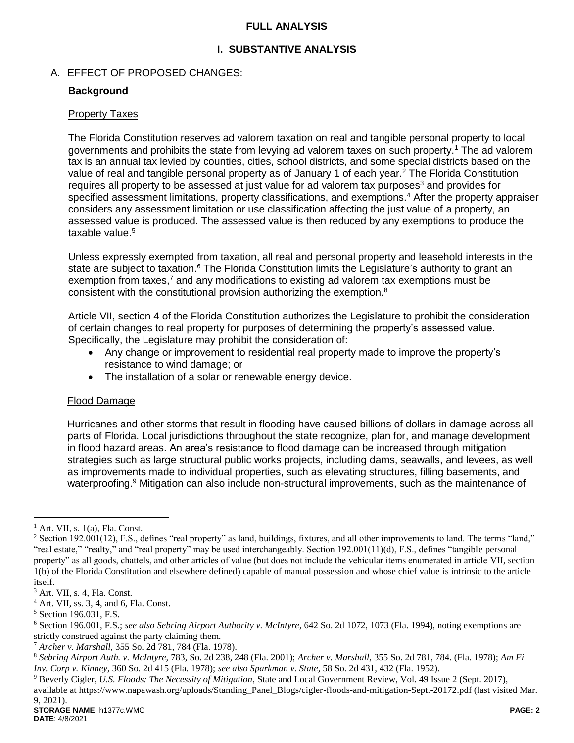**FULL ANALYSIS**

## I. SUBSTANTIVE ANALYSIS

### A. EFFECT OF PROPOSED CHANGES:

**Background**

Property Taxes

The Florida Constitution reserves ad valorem taxation on real and tangible personal property to local governments and prohibits the state from levying ad valorem taxes on such property.[1] The ad valorem tax is an annual tax levied by counties, cities, school districts, and some special districts based on the value of real and tangible personal property as of January 1 of each year.[2] The Florida Constitution requires all property to be assessed at just value for ad valorem tax purposes[3] and provides for specified assessment limitations, property classifications, and exemptions.[4] After the property appraiser considers any assessment limitation or use classification affecting the just value of a property, an assessed value is produced. The assessed value is then reduced by any exemptions to produce the taxable value.[5]

Unless expressly exempted from taxation, all real and personal property and leasehold interests in the state are subject to taxation.[6] The Florida Constitution limits the Legislature's authority to grant an exemption from taxes,[7] and any modifications to existing ad valorem tax exemptions must be consistent with the constitutional provision authorizing the exemption.[8]

Article VII, section 4 of the Florida Constitution authorizes the Legislature to prohibit the consideration of certain changes to real property for purposes of determining the property's assessed value. Specifically, the Legislature may prohibit the consideration of:

- Any change or improvement to residential real property made to improve the property's resistance to wind damage; or
- The installation of a solar or renewable energy device.

Flood Damage

Hurricanes and other storms that result in flooding have caused billions of dollars in damage across all parts of Florida. Local jurisdictions throughout the state recognize, plan for, and manage development in flood hazard areas. An area's resistance to flood damage can be increased through mitigation strategies such as large structural public works projects, including dams, seawalls, and levees, as well as improvements made to individual properties, such as elevating structures, filling basements, and waterproofing.[9] Mitigation can also include non-structural improvements, such as the maintenance of

---

[1] Art. VII, s. 1(a), Fla. Const.

[2] Section 192.001(12), F.S., defines "real property" as land, buildings, fixtures, and all other improvements to land. The terms "land," "real estate," "realty," and "real property" may be used interchangeably. Section 192.001(11)(d), F.S., defines "tangible personal property" as all goods, chattels, and other articles of value (but does not include the vehicular items enumerated in article VII, section 1(b) of the Florida Constitution and elsewhere defined) capable of manual possession and whose chief value is intrinsic to the article itself.

[3] Art. VII, s. 4, Fla. Const.

[4] Art. VII, ss. 3, 4, and 6, Fla. Const.

[5] Section 196.031, F.S.

[6] Section 196.001, F.S.; *see also Sebring Airport Authority v. McIntyre*, 642 So. 2d 1072, 1073 (Fla. 1994), noting exemptions are strictly construed against the party claiming them.

[7] *Archer v. Marshall*, 355 So. 2d 781, 784 (Fla. 1978).

[8] *Sebring Airport Auth. v. McIntyre,* 783, So. 2d 238, 248 (Fla. 2001); *Archer v. Marshall,* 355 So. 2d 781, 784. (Fla. 1978); *Am Fi Inv. Corp v. Kinney*, 360 So. 2d 415 (Fla. 1978); *see also Sparkman v. State*, 58 So. 2d 431, 432 (Fla. 1952).

[9] Beverly Cigler, *U.S. Floods: The Necessity of Mitigation*, State and Local Government Review, Vol. 49 Issue 2 (Sept. 2017), available at https://www.napawash.org/uploads/Standing_Panel_Blogs/cigler-floods-and-mitigation-Sept.-20172.pdf (last visited Mar. 9, 2021).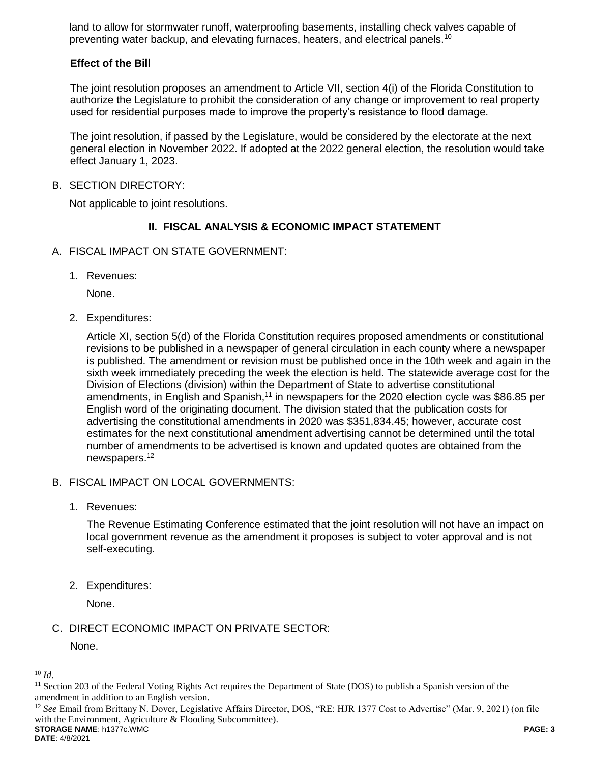land to allow for stormwater runoff, waterproofing basements, installing check valves capable of preventing water backup, and elevating furnaces, heaters, and electrical panels.[10]

### Effect of the Bill

The joint resolution proposes an amendment to Article VII, section 4(i) of the Florida Constitution to authorize the Legislature to prohibit the consideration of any change or improvement to real property used for residential purposes made to improve the property's resistance to flood damage.

The joint resolution, if passed by the Legislature, would be considered by the electorate at the next general election in November 2022. If adopted at the 2022 general election, the resolution would take effect January 1, 2023.

B. SECTION DIRECTORY:

Not applicable to joint resolutions.

## II. FISCAL ANALYSIS & ECONOMIC IMPACT STATEMENT

A. FISCAL IMPACT ON STATE GOVERNMENT:

1. Revenues:

   None.

2. Expenditures:

   Article XI, section 5(d) of the Florida Constitution requires proposed amendments or constitutional revisions to be published in a newspaper of general circulation in each county where a newspaper is published. The amendment or revision must be published once in the 10th week and again in the sixth week immediately preceding the week the election is held. The statewide average cost for the Division of Elections (division) within the Department of State to advertise constitutional amendments, in English and Spanish,[11] in newspapers for the 2020 election cycle was $86.85 per English word of the originating document. The division stated that the publication costs for advertising the constitutional amendments in 2020 was $351,834.45; however, accurate cost estimates for the next constitutional amendment advertising cannot be determined until the total number of amendments to be advertised is known and updated quotes are obtained from the newspapers.[12]

B. FISCAL IMPACT ON LOCAL GOVERNMENTS:

1. Revenues:

   The Revenue Estimating Conference estimated that the joint resolution will not have an impact on local government revenue as the amendment it proposes is subject to voter approval and is not self-executing.

2. Expenditures:

   None.

C. DIRECT ECONOMIC IMPACT ON PRIVATE SECTOR:

None.

---

[10] *Id.*

[11] Section 203 of the Federal Voting Rights Act requires the Department of State (DOS) to publish a Spanish version of the amendment in addition to an English version.

[12] *See* Email from Brittany N. Dover, Legislative Affairs Director, DOS, "RE: HJR 1377 Cost to Advertise" (Mar. 9, 2021) (on file with the Environment, Agriculture & Flooding Subcommittee).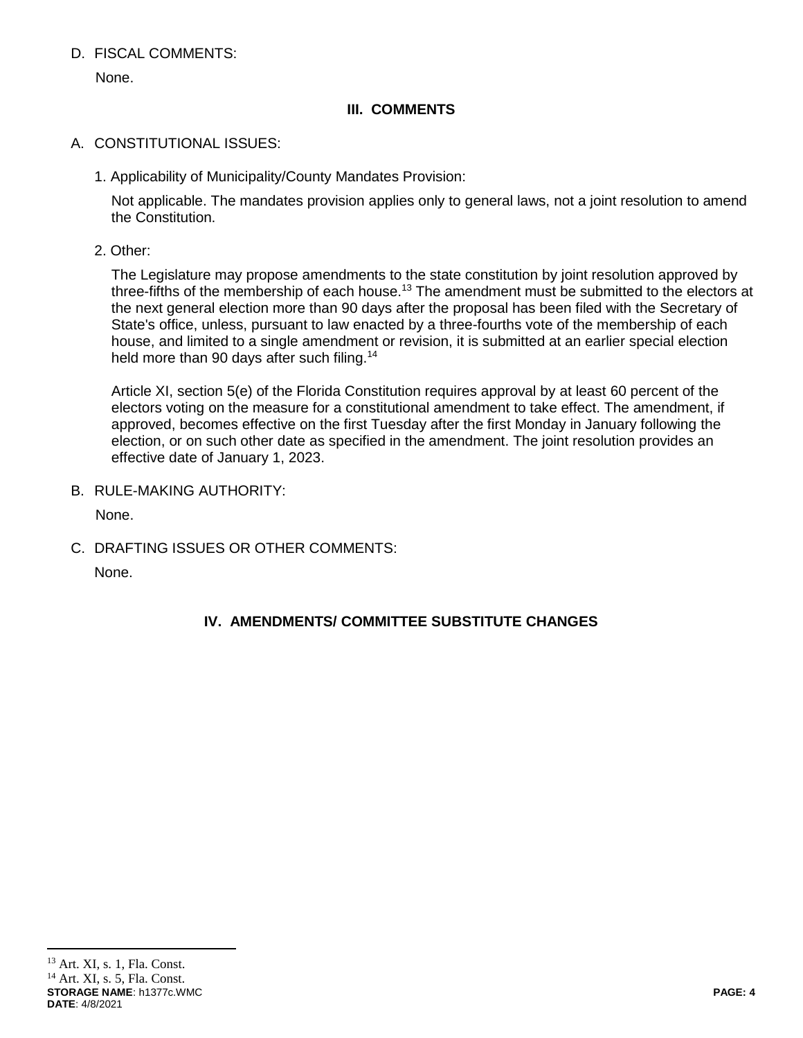D. FISCAL COMMENTS:

None.

## III. COMMENTS

A. CONSTITUTIONAL ISSUES:

1. Applicability of Municipality/County Mandates Provision:

Not applicable. The mandates provision applies only to general laws, not a joint resolution to amend the Constitution.

2. Other:

The Legislature may propose amendments to the state constitution by joint resolution approved by three-fifths of the membership of each house.[13] The amendment must be submitted to the electors at the next general election more than 90 days after the proposal has been filed with the Secretary of State's office, unless, pursuant to law enacted by a three-fourths vote of the membership of each house, and limited to a single amendment or revision, it is submitted at an earlier special election held more than 90 days after such filing.[14]

Article XI, section 5(e) of the Florida Constitution requires approval by at least 60 percent of the electors voting on the measure for a constitutional amendment to take effect. The amendment, if approved, becomes effective on the first Tuesday after the first Monday in January following the election, or on such other date as specified in the amendment. The joint resolution provides an effective date of January 1, 2023.

B. RULE-MAKING AUTHORITY:

None.

C. DRAFTING ISSUES OR OTHER COMMENTS:

None.

## IV. AMENDMENTS/ COMMITTEE SUBSTITUTE CHANGES

[13] Art. XI, s. 1, Fla. Const.

[14] Art. XI, s. 5, Fla. Const.

**STORAGE NAME**: h1377c.WMC

**DATE**: 4/8/2021